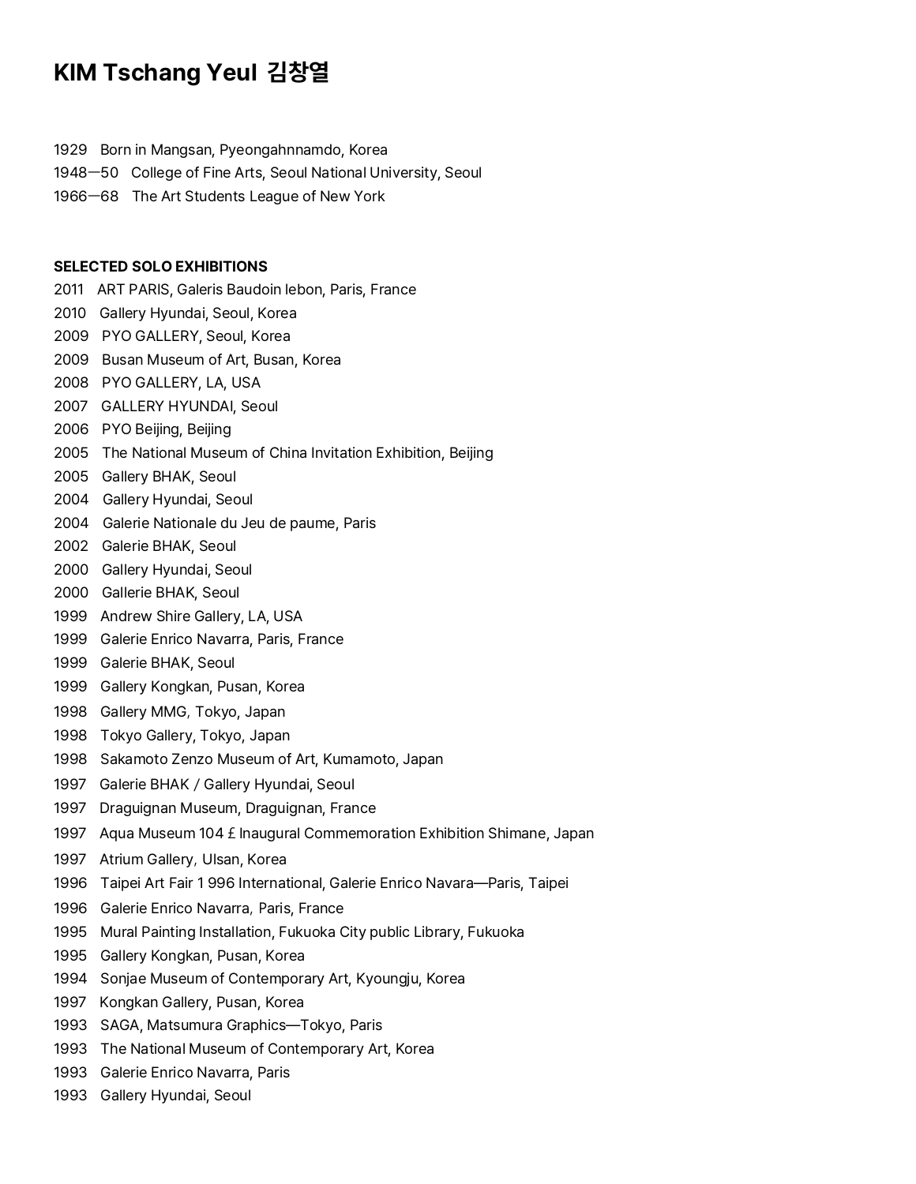# KIM Tschang Yeul 김창열

1929 Born in Mangsan, Pyeongahnnamdo, Korea
1948—50 College of Fine Arts, Seoul National University, Seoul
1966—68 The Art Students League of New York

**SELECTED SOLO EXHIBITIONS**

2011 ART PARIS, Galeris Baudoin lebon, Paris, France
2010 Gallery Hyundai, Seoul, Korea
2009 PYO GALLERY, Seoul, Korea
2009 Busan Museum of Art, Busan, Korea
2008 PYO GALLERY, LA, USA
2007 GALLERY HYUNDAI, Seoul
2006 PYO Beijing, Beijing
2005 The National Museum of China Invitation Exhibition, Beijing
2005 Gallery BHAK, Seoul
2004 Gallery Hyundai, Seoul
2004 Galerie Nationale du Jeu de paume, Paris
2002 Galerie BHAK, Seoul
2000 Gallery Hyundai, Seoul
2000 Gallerie BHAK, Seoul
1999 Andrew Shire Gallery, LA, USA
1999 Galerie Enrico Navarra, Paris, France
1999 Galerie BHAK, Seoul
1999 Gallery Kongkan, Pusan, Korea
1998 Gallery MMG, Tokyo, Japan
1998 Tokyo Gallery, Tokyo, Japan
1998 Sakamoto Zenzo Museum of Art, Kumamoto, Japan
1997 Galerie BHAK / Gallery Hyundai, Seoul
1997 Draguignan Museum, Draguignan, France
1997 Aqua Museum 104 £ Inaugural Commemoration Exhibition Shimane, Japan
1997 Atrium Gallery, Ulsan, Korea
1996 Taipei Art Fair 1 996 International, Galerie Enrico Navara—Paris, Taipei
1996 Galerie Enrico Navarra, Paris, France
1995 Mural Painting Installation, Fukuoka City public Library, Fukuoka
1995 Gallery Kongkan, Pusan, Korea
1994 Sonjae Museum of Contemporary Art, Kyoungju, Korea
1997 Kongkan Gallery, Pusan, Korea
1993 SAGA, Matsumura Graphics—Tokyo, Paris
1993 The National Museum of Contemporary Art, Korea
1993 Galerie Enrico Navarra, Paris
1993 Gallery Hyundai, Seoul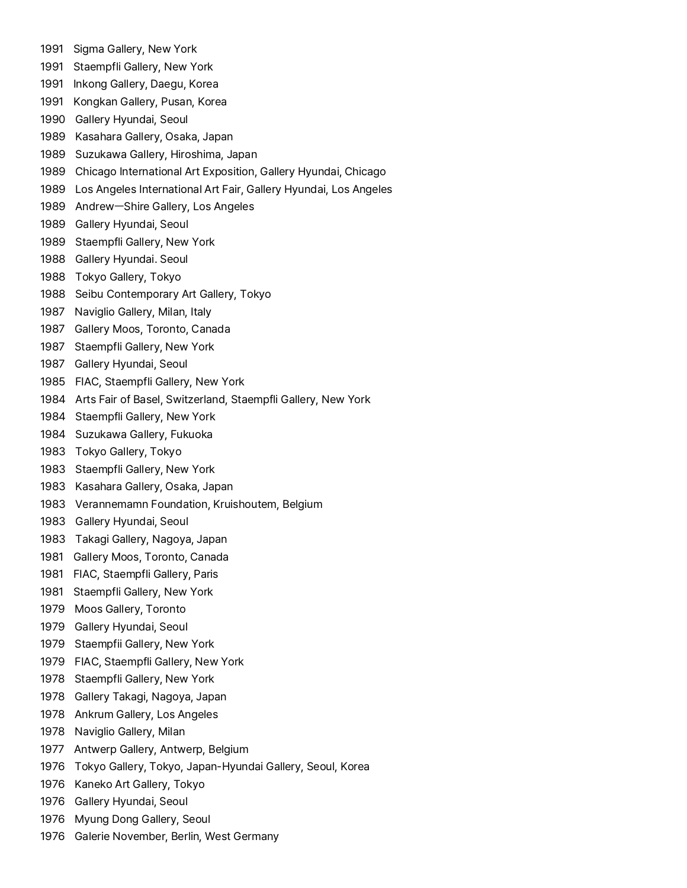1991 Sigma Gallery, New York
1991 Staempfli Gallery, New York
1991 Inkong Gallery, Daegu, Korea
1991 Kongkan Gallery, Pusan, Korea
1990 Gallery Hyundai, Seoul
1989 Kasahara Gallery, Osaka, Japan
1989 Suzukawa Gallery, Hiroshima, Japan
1989 Chicago International Art Exposition, Gallery Hyundai, Chicago
1989 Los Angeles International Art Fair, Gallery Hyundai, Los Angeles
1989 Andrew—Shire Gallery, Los Angeles
1989 Gallery Hyundai, Seoul
1989 Staempfli Gallery, New York
1988 Gallery Hyundai. Seoul
1988 Tokyo Gallery, Tokyo
1988 Seibu Contemporary Art Gallery, Tokyo
1987 Naviglio Gallery, Milan, Italy
1987 Gallery Moos, Toronto, Canada
1987 Staempfli Gallery, New York
1987 Gallery Hyundai, Seoul
1985 FIAC, Staempfli Gallery, New York
1984 Arts Fair of Basel, Switzerland, Staempfli Gallery, New York
1984 Staempfli Gallery, New York
1984 Suzukawa Gallery, Fukuoka
1983 Tokyo Gallery, Tokyo
1983 Staempfli Gallery, New York
1983 Kasahara Gallery, Osaka, Japan
1983 Verannemamn Foundation, Kruishoutem, Belgium
1983 Gallery Hyundai, Seoul
1983 Takagi Gallery, Nagoya, Japan
1981 Gallery Moos, Toronto, Canada
1981 FIAC, Staempfli Gallery, Paris
1981 Staempfli Gallery, New York
1979 Moos Gallery, Toronto
1979 Gallery Hyundai, Seoul
1979 Staempfii Gallery, New York
1979 FIAC, Staempfli Gallery, New York
1978 Staempfli Gallery, New York
1978 Gallery Takagi, Nagoya, Japan
1978 Ankrum Gallery, Los Angeles
1978 Naviglio Gallery, Milan
1977 Antwerp Gallery, Antwerp, Belgium
1976 Tokyo Gallery, Tokyo, Japan-Hyundai Gallery, Seoul, Korea
1976 Kaneko Art Gallery, Tokyo
1976 Gallery Hyundai, Seoul
1976 Myung Dong Gallery, Seoul
1976 Galerie November, Berlin, West Germany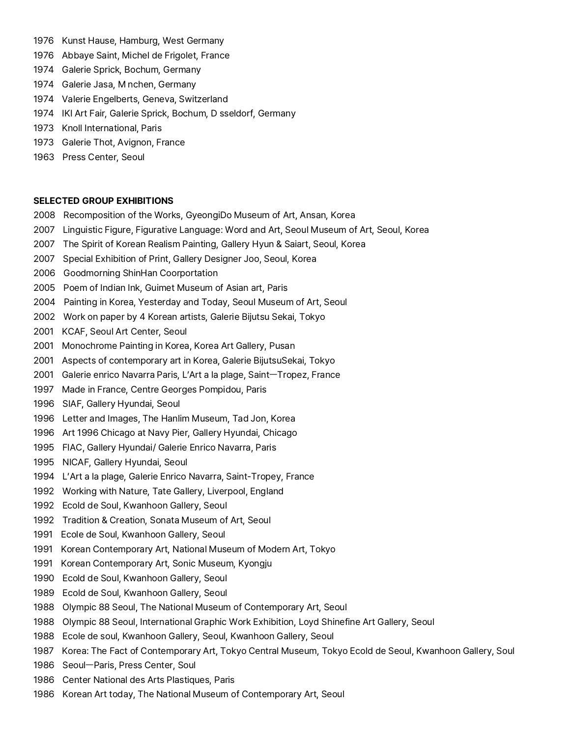1976 Kunst Hause, Hamburg, West Germany
1976 Abbaye Saint, Michel de Frigolet, France
1974 Galerie Sprick, Bochum, Germany
1974 Galerie Jasa, M nchen, Germany
1974 Valerie Engelberts, Geneva, Switzerland
1974 IKI Art Fair, Galerie Sprick, Bochum, D sseldorf, Germany
1973 Knoll International, Paris
1973 Galerie Thot, Avignon, France
1963 Press Center, Seoul

**SELECTED GROUP EXHIBITIONS**

2008 Recomposition of the Works, GyeongiDo Museum of Art, Ansan, Korea
2007 Linguistic Figure, Figurative Language: Word and Art, Seoul Museum of Art, Seoul, Korea
2007 The Spirit of Korean Realism Painting, Gallery Hyun & Saiart, Seoul, Korea
2007 Special Exhibition of Print, Gallery Designer Joo, Seoul, Korea
2006 Goodmorning ShinHan Coorportation
2005 Poem of Indian Ink, Guimet Museum of Asian art, Paris
2004 Painting in Korea, Yesterday and Today, Seoul Museum of Art, Seoul
2002 Work on paper by 4 Korean artists, Galerie Bijutsu Sekai, Tokyo
2001 KCAF, Seoul Art Center, Seoul
2001 Monochrome Painting in Korea, Korea Art Gallery, Pusan
2001 Aspects of contemporary art in Korea, Galerie BijutsuSekai, Tokyo
2001 Galerie enrico Navarra Paris, L'Art a la plage, Saint—Tropez, France
1997 Made in France, Centre Georges Pompidou, Paris
1996 SIAF, Gallery Hyundai, Seoul
1996 Letter and Images, The Hanlim Museum, Tad Jon, Korea
1996 Art 1996 Chicago at Navy Pier, Gallery Hyundai, Chicago
1995 FIAC, Gallery Hyundai/ Galerie Enrico Navarra, Paris
1995 NICAF, Gallery Hyundai, Seoul
1994 L'Art a la plage, Galerie Enrico Navarra, Saint-Tropey, France
1992 Working with Nature, Tate Gallery, Liverpool, England
1992 Ecold de Soul, Kwanhoon Gallery, Seoul
1992 Tradition & Creation, Sonata Museum of Art, Seoul
1991 Ecole de Soul, Kwanhoon Gallery, Seoul
1991 Korean Contemporary Art, National Museum of Modern Art, Tokyo
1991 Korean Contemporary Art, Sonic Museum, Kyongju
1990 Ecold de Soul, Kwanhoon Gallery, Seoul
1989 Ecold de Soul, Kwanhoon Gallery, Seoul
1988 Olympic 88 Seoul, The National Museum of Contemporary Art, Seoul
1988 Olympic 88 Seoul, International Graphic Work Exhibition, Loyd Shinefine Art Gallery, Seoul
1988 Ecole de soul, Kwanhoon Gallery, Seoul, Kwanhoon Gallery, Seoul
1987 Korea: The Fact of Contemporary Art, Tokyo Central Museum, Tokyo Ecold de Seoul, Kwanhoon Gallery, Soul
1986 Seoul—Paris, Press Center, Soul
1986 Center National des Arts Plastiques, Paris
1986 Korean Art today, The National Museum of Contemporary Art, Seoul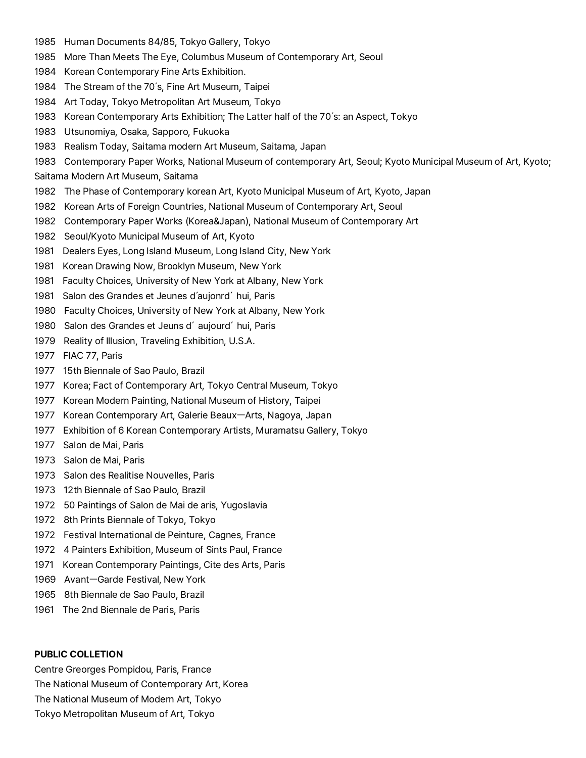1985 Human Documents 84/85, Tokyo Gallery, Tokyo
1985 More Than Meets The Eye, Columbus Museum of Contemporary Art, Seoul
1984 Korean Contemporary Fine Arts Exhibition.
1984 The Stream of the 70´s, Fine Art Museum, Taipei
1984 Art Today, Tokyo Metropolitan Art Museum, Tokyo
1983 Korean Contemporary Arts Exhibition; The Latter half of the 70´s: an Aspect, Tokyo
1983 Utsunomiya, Osaka, Sapporo, Fukuoka
1983 Realism Today, Saitama modern Art Museum, Saitama, Japan
1983 Contemporary Paper Works, National Museum of contemporary Art, Seoul; Kyoto Municipal Museum of Art, Kyoto; Saitama Modern Art Museum, Saitama
1982 The Phase of Contemporary korean Art, Kyoto Municipal Museum of Art, Kyoto, Japan
1982 Korean Arts of Foreign Countries, National Museum of Contemporary Art, Seoul
1982 Contemporary Paper Works (Korea&Japan), National Museum of Contemporary Art
1982 Seoul/Kyoto Municipal Museum of Art, Kyoto
1981 Dealers Eyes, Long Island Museum, Long Island City, New York
1981 Korean Drawing Now, Brooklyn Museum, New York
1981 Faculty Choices, University of New York at Albany, New York
1981 Salon des Grandes et Jeunes d´aujonrd´ hui, Paris
1980 Faculty Choices, University of New York at Albany, New York
1980 Salon des Grandes et Jeuns d´ aujourd´ hui, Paris
1979 Reality of Illusion, Traveling Exhibition, U.S.A.
1977 FIAC 77, Paris
1977 15th Biennale of Sao Paulo, Brazil
1977 Korea; Fact of Contemporary Art, Tokyo Central Museum, Tokyo
1977 Korean Modern Painting, National Museum of History, Taipei
1977 Korean Contemporary Art, Galerie Beaux—Arts, Nagoya, Japan
1977 Exhibition of 6 Korean Contemporary Artists, Muramatsu Gallery, Tokyo
1977 Salon de Mai, Paris
1973 Salon de Mai, Paris
1973 Salon des Realitise Nouvelles, Paris
1973 12th Biennale of Sao Paulo, Brazil
1972 50 Paintings of Salon de Mai de aris, Yugoslavia
1972 8th Prints Biennale of Tokyo, Tokyo
1972 Festival International de Peinture, Cagnes, France
1972 4 Painters Exhibition, Museum of Sints Paul, France
1971 Korean Contemporary Paintings, Cite des Arts, Paris
1969 Avant—Garde Festival, New York
1965 8th Biennale de Sao Paulo, Brazil
1961 The 2nd Biennale de Paris, Paris

**PUBLIC COLLETION**

Centre Greorges Pompidou, Paris, France
The National Museum of Contemporary Art, Korea
The National Museum of Modern Art, Tokyo
Tokyo Metropolitan Museum of Art, Tokyo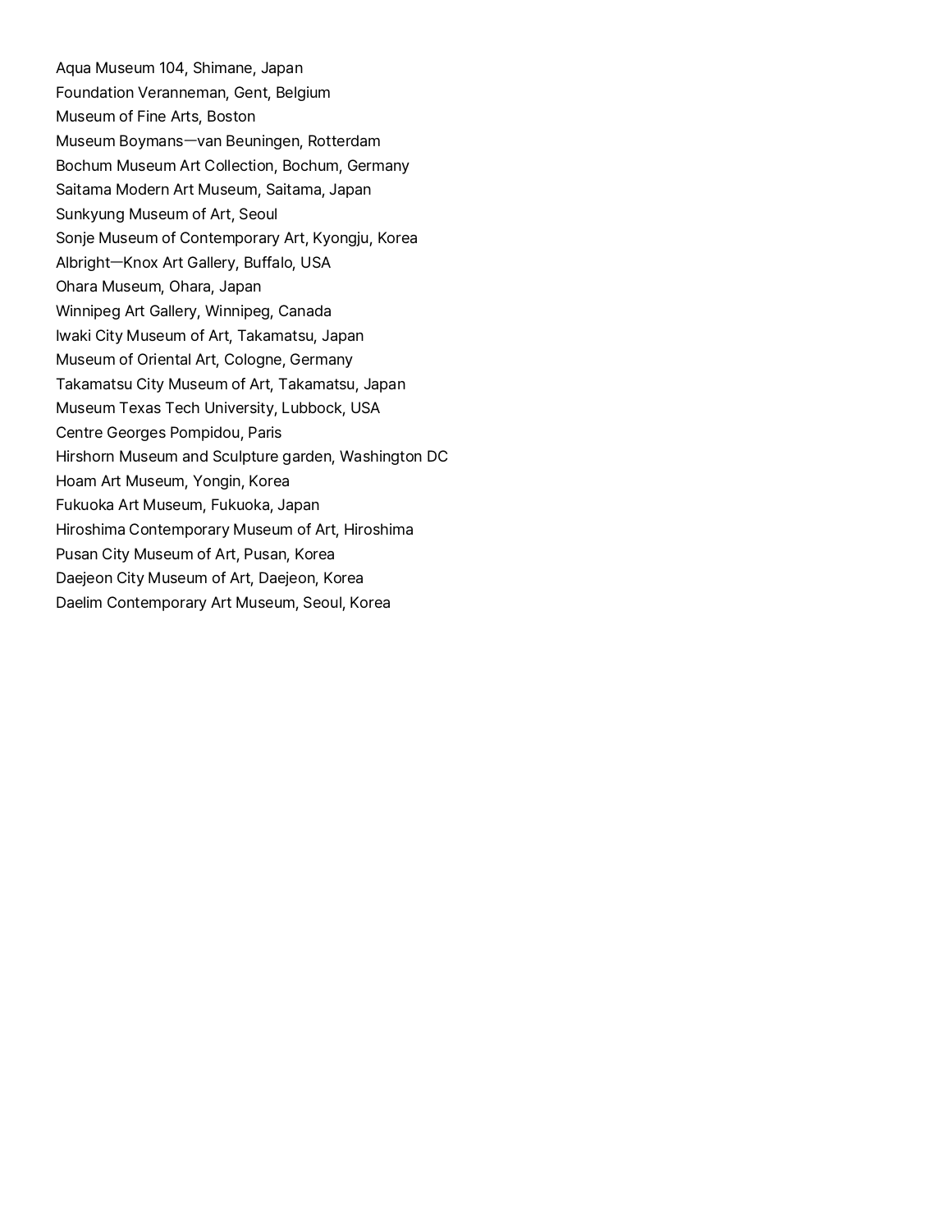Aqua Museum 104, Shimane, Japan
Foundation Veranneman, Gent, Belgium
Museum of Fine Arts, Boston
Museum Boymans—van Beuningen, Rotterdam
Bochum Museum Art Collection, Bochum, Germany
Saitama Modern Art Museum, Saitama, Japan
Sunkyung Museum of Art, Seoul
Sonje Museum of Contemporary Art, Kyongju, Korea
Albright—Knox Art Gallery, Buffalo, USA
Ohara Museum, Ohara, Japan
Winnipeg Art Gallery, Winnipeg, Canada
Iwaki City Museum of Art, Takamatsu, Japan
Museum of Oriental Art, Cologne, Germany
Takamatsu City Museum of Art, Takamatsu, Japan
Museum Texas Tech University, Lubbock, USA
Centre Georges Pompidou, Paris
Hirshorn Museum and Sculpture garden, Washington DC
Hoam Art Museum, Yongin, Korea
Fukuoka Art Museum, Fukuoka, Japan
Hiroshima Contemporary Museum of Art, Hiroshima
Pusan City Museum of Art, Pusan, Korea
Daejeon City Museum of Art, Daejeon, Korea
Daelim Contemporary Art Museum, Seoul, Korea